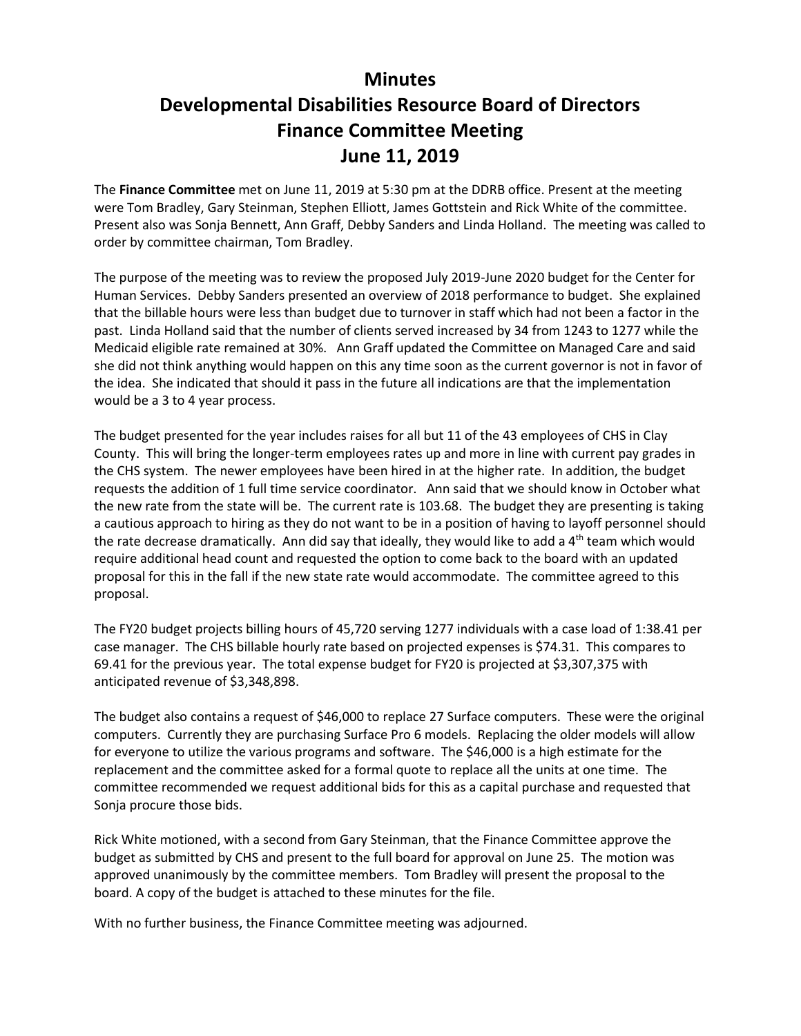# Minutes
# Developmental Disabilities Resource Board of Directors
# Finance Committee Meeting
# June 11, 2019

The **Finance Committee** met on June 11, 2019 at 5:30 pm at the DDRB office. Present at the meeting were Tom Bradley, Gary Steinman, Stephen Elliott, James Gottstein and Rick White of the committee. Present also was Sonja Bennett, Ann Graff, Debby Sanders and Linda Holland. The meeting was called to order by committee chairman, Tom Bradley.

The purpose of the meeting was to review the proposed July 2019-June 2020 budget for the Center for Human Services. Debby Sanders presented an overview of 2018 performance to budget. She explained that the billable hours were less than budget due to turnover in staff which had not been a factor in the past. Linda Holland said that the number of clients served increased by 34 from 1243 to 1277 while the Medicaid eligible rate remained at 30%. Ann Graff updated the Committee on Managed Care and said she did not think anything would happen on this any time soon as the current governor is not in favor of the idea. She indicated that should it pass in the future all indications are that the implementation would be a 3 to 4 year process.

The budget presented for the year includes raises for all but 11 of the 43 employees of CHS in Clay County. This will bring the longer-term employees rates up and more in line with current pay grades in the CHS system. The newer employees have been hired in at the higher rate. In addition, the budget requests the addition of 1 full time service coordinator. Ann said that we should know in October what the new rate from the state will be. The current rate is 103.68. The budget they are presenting is taking a cautious approach to hiring as they do not want to be in a position of having to layoff personnel should the rate decrease dramatically. Ann did say that ideally, they would like to add a 4th team which would require additional head count and requested the option to come back to the board with an updated proposal for this in the fall if the new state rate would accommodate. The committee agreed to this proposal.

The FY20 budget projects billing hours of 45,720 serving 1277 individuals with a case load of 1:38.41 per case manager. The CHS billable hourly rate based on projected expenses is $74.31. This compares to 69.41 for the previous year. The total expense budget for FY20 is projected at $3,307,375 with anticipated revenue of $3,348,898.

The budget also contains a request of $46,000 to replace 27 Surface computers. These were the original computers. Currently they are purchasing Surface Pro 6 models. Replacing the older models will allow for everyone to utilize the various programs and software. The $46,000 is a high estimate for the replacement and the committee asked for a formal quote to replace all the units at one time. The committee recommended we request additional bids for this as a capital purchase and requested that Sonja procure those bids.

Rick White motioned, with a second from Gary Steinman, that the Finance Committee approve the budget as submitted by CHS and present to the full board for approval on June 25. The motion was approved unanimously by the committee members. Tom Bradley will present the proposal to the board. A copy of the budget is attached to these minutes for the file.

With no further business, the Finance Committee meeting was adjourned.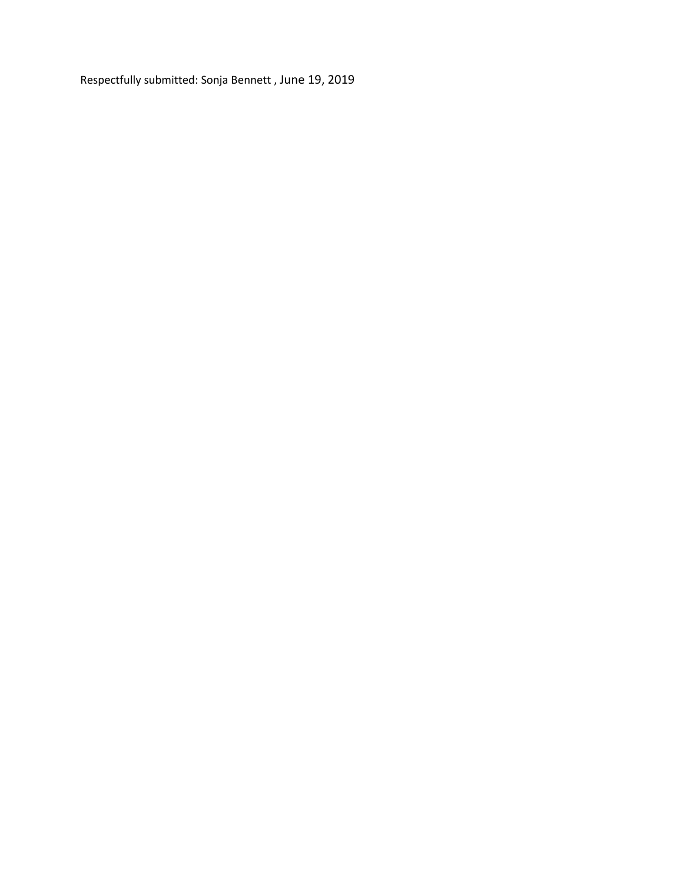Respectfully submitted: Sonja Bennett , June 19, 2019